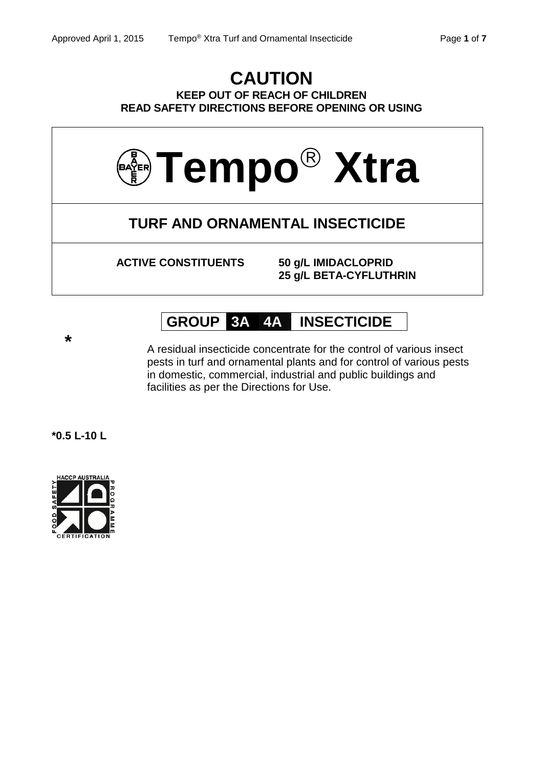# CAUTION

**KEEP OUT OF REACH OF CHILDREN**
**READ SAFETY DIRECTIONS BEFORE OPENING OR USING**

# Tempo® Xtra

## TURF AND ORNAMENTAL INSECTICIDE

**ACTIVE CONSTITUENTS** **50 g/L IMIDACLOPRID**
**25 g/L BETA-CYFLUTHRIN**

**GROUP 3A 4A INSECTICIDE**

*

A residual insecticide concentrate for the control of various insect pests in turf and ornamental plants and for control of various pests in domestic, commercial, industrial and public buildings and facilities as per the Directions for Use.

**\*0.5 L-10 L**

HACCP AUSTRALIA FOOD SAFETY PROGRAMME CERTIFICATION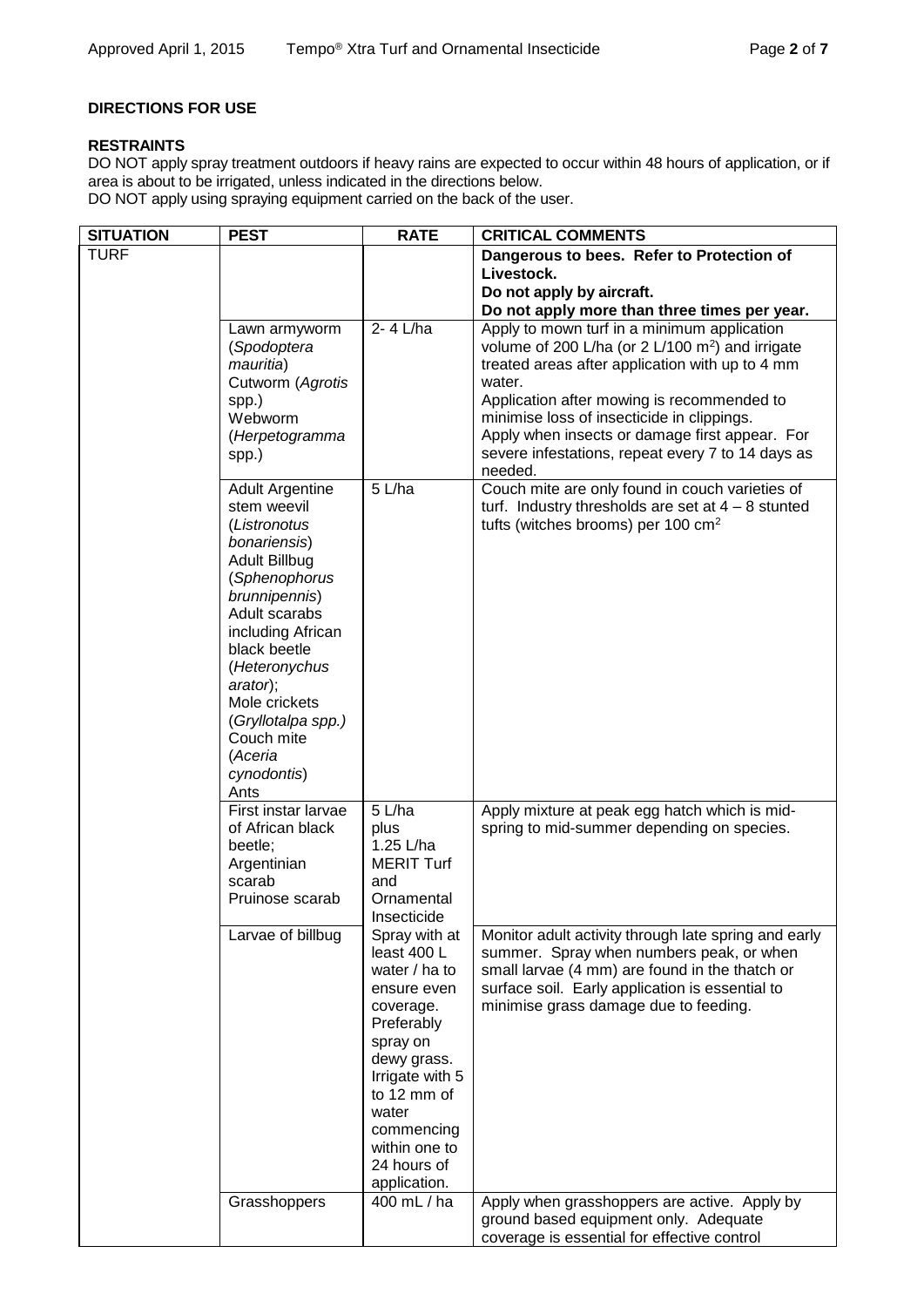**DIRECTIONS FOR USE**

**RESTRAINTS**

DO NOT apply spray treatment outdoors if heavy rains are expected to occur within 48 hours of application, or if area is about to be irrigated, unless indicated in the directions below.
DO NOT apply using spraying equipment carried on the back of the user.

| SITUATION | PEST | RATE | CRITICAL COMMENTS |
|---|---|---|---|
| TURF | | | **Dangerous to bees. Refer to Protection of Livestock.** **Do not apply by aircraft.** **Do not apply more than three times per year.** |
| | Lawn armyworm (*Spodoptera mauritia*) Cutworm (*Agrotis* spp.) Webworm (*Herpetogramma* spp.) | 2- 4 L/ha | Apply to mown turf in a minimum application volume of 200 L/ha (or 2 L/100 m$^2$) and irrigate treated areas after application with up to 4 mm water. Application after mowing is recommended to minimise loss of insecticide in clippings. Apply when insects or damage first appear. For severe infestations, repeat every 7 to 14 days as needed. |
| | Adult Argentine stem weevil (*Listronotus bonariensis*) Adult Billbug (*Sphenophorus brunnipennis*) Adult scarabs including African black beetle (*Heteronychus arator*); Mole crickets (*Gryllotalpa spp.)* Couch mite (*Aceria cynodontis*) Ants | 5 L/ha | Couch mite are only found in couch varieties of turf. Industry thresholds are set at 4 – 8 stunted tufts (witches brooms) per 100 cm$^2$ |
| | First instar larvae of African black beetle; Argentinian scarab Pruinose scarab | 5 L/ha plus 1.25 L/ha MERIT Turf and Ornamental Insecticide | Apply mixture at peak egg hatch which is mid-spring to mid-summer depending on species. |
| | Larvae of billbug | Spray with at least 400 L water / ha to ensure even coverage. Preferably spray on dewy grass. Irrigate with 5 to 12 mm of water commencing within one to 24 hours of application. | Monitor adult activity through late spring and early summer. Spray when numbers peak, or when small larvae (4 mm) are found in the thatch or surface soil. Early application is essential to minimise grass damage due to feeding. |
| | Grasshoppers | 400 mL / ha | Apply when grasshoppers are active. Apply by ground based equipment only. Adequate coverage is essential for effective control |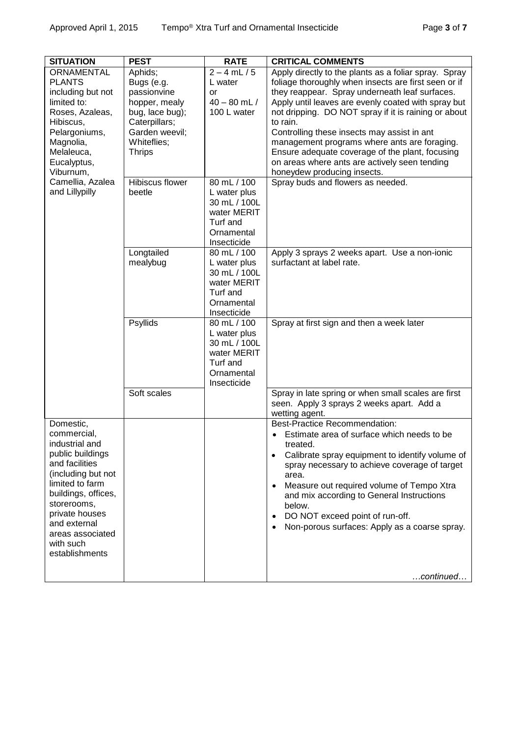| SITUATION | PEST | RATE | CRITICAL COMMENTS |
|---|---|---|---|
| ORNAMENTAL PLANTS including but not limited to: Roses, Azaleas, Hibiscus, Pelargoniums, Magnolia, Melaleuca, Eucalyptus, Viburnum, Camellia, Azalea and Lillypilly | Aphids; Bugs (e.g. passionvine hopper, mealy bug, lace bug); Caterpillars; Garden weevil; Whiteflies; Thrips | 2 – 4 mL / 5 L water or 40 – 80 mL / 100 L water | Apply directly to the plants as a foliar spray. Spray foliage thoroughly when insects are first seen or if they reappear. Spray underneath leaf surfaces. Apply until leaves are evenly coated with spray but not dripping. DO NOT spray if it is raining or about to rain. Controlling these insects may assist in ant management programs where ants are foraging. Ensure adequate coverage of the plant, focusing on areas where ants are actively seen tending honeydew producing insects. |
| | Hibiscus flower beetle | 80 mL / 100 L water plus 30 mL / 100L water MERIT Turf and Ornamental Insecticide | Spray buds and flowers as needed. |
| | Longtailed mealybug | 80 mL / 100 L water plus 30 mL / 100L water MERIT Turf and Ornamental Insecticide | Apply 3 sprays 2 weeks apart. Use a non-ionic surfactant at label rate. |
| | Psyllids | 80 mL / 100 L water plus 30 mL / 100L water MERIT Turf and Ornamental Insecticide | Spray at first sign and then a week later |
| | Soft scales | | Spray in late spring or when small scales are first seen. Apply 3 sprays 2 weeks apart. Add a wetting agent. |
| Domestic, commercial, industrial and public buildings and facilities (including but not limited to farm buildings, offices, storerooms, private houses and external areas associated with such establishments | | | Best-Practice Recommendation: <br>• Estimate area of surface which needs to be treated. <br>• Calibrate spray equipment to identify volume of spray necessary to achieve coverage of target area. <br>• Measure out required volume of Tempo Xtra and mix according to General Instructions below. <br>• DO NOT exceed point of run-off. <br>• Non-porous surfaces: Apply as a coarse spray. <br><br>…continued… |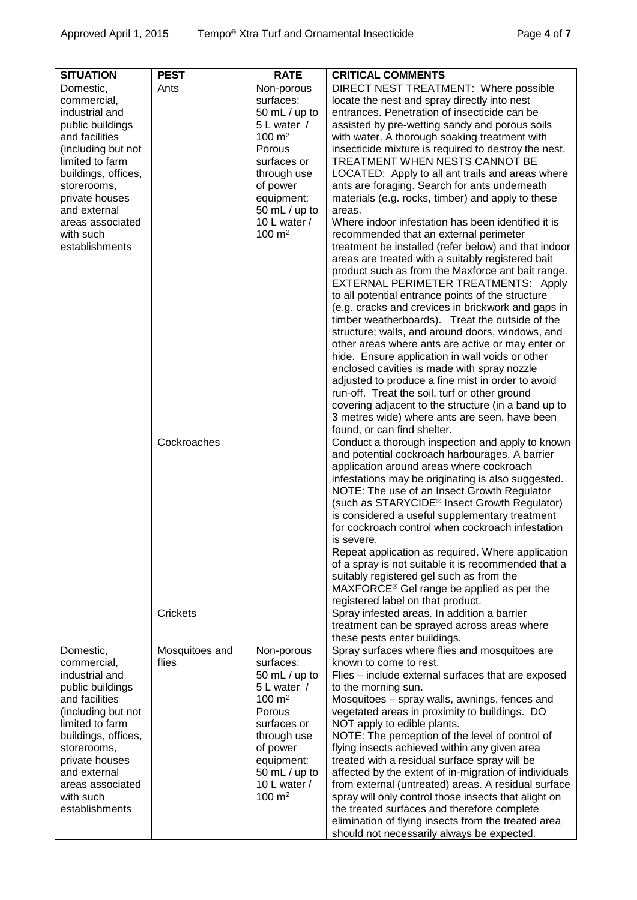| SITUATION | PEST | RATE | CRITICAL COMMENTS |
|---|---|---|---|
| Domestic, commercial, industrial and public buildings and facilities (including but not limited to farm buildings, offices, storerooms, private houses and external areas associated with such establishments | Ants | Non-porous surfaces: 50 mL / up to 5 L water / 100 m$^2$ Porous surfaces or through use of power equipment: 50 mL / up to 10 L water / 100 m$^2$ | DIRECT NEST TREATMENT: Where possible locate the nest and spray directly into nest entrances. Penetration of insecticide can be assisted by pre-wetting sandy and porous soils with water. A thorough soaking treatment with insecticide mixture is required to destroy the nest. TREATMENT WHEN NESTS CANNOT BE LOCATED: Apply to all ant trails and areas where ants are foraging. Search for ants underneath materials (e.g. rocks, timber) and apply to these areas. Where indoor infestation has been identified it is recommended that an external perimeter treatment be installed (refer below) and that indoor areas are treated with a suitably registered bait product such as from the Maxforce ant bait range. EXTERNAL PERIMETER TREATMENTS: Apply to all potential entrance points of the structure (e.g. cracks and crevices in brickwork and gaps in timber weatherboards). Treat the outside of the structure; walls, and around doors, windows, and other areas where ants are active or may enter or hide. Ensure application in wall voids or other enclosed cavities is made with spray nozzle adjusted to produce a fine mist in order to avoid run-off. Treat the soil, turf or other ground covering adjacent to the structure (in a band up to 3 metres wide) where ants are seen, have been found, or can find shelter. |
| | Cockroaches | | Conduct a thorough inspection and apply to known and potential cockroach harbourages. A barrier application around areas where cockroach infestations may be originating is also suggested. NOTE: The use of an Insect Growth Regulator (such as STARYCIDE® Insect Growth Regulator) is considered a useful supplementary treatment for cockroach control when cockroach infestation is severe. Repeat application as required. Where application of a spray is not suitable it is recommended that a suitably registered gel such as from the MAXFORCE® Gel range be applied as per the registered label on that product. |
| | Crickets | | Spray infested areas. In addition a barrier treatment can be sprayed across areas where these pests enter buildings. |
| Domestic, commercial, industrial and public buildings and facilities (including but not limited to farm buildings, offices, storerooms, private houses and external areas associated with such establishments | Mosquitoes and flies | Non-porous surfaces: 50 mL / up to 5 L water / 100 m$^2$ Porous surfaces or through use of power equipment: 50 mL / up to 10 L water / 100 m$^2$ | Spray surfaces where flies and mosquitoes are known to come to rest. Flies – include external surfaces that are exposed to the morning sun. Mosquitoes – spray walls, awnings, fences and vegetated areas in proximity to buildings. DO NOT apply to edible plants. NOTE: The perception of the level of control of flying insects achieved within any given area treated with a residual surface spray will be affected by the extent of in-migration of individuals from external (untreated) areas. A residual surface spray will only control those insects that alight on the treated surfaces and therefore complete elimination of flying insects from the treated area should not necessarily always be expected. |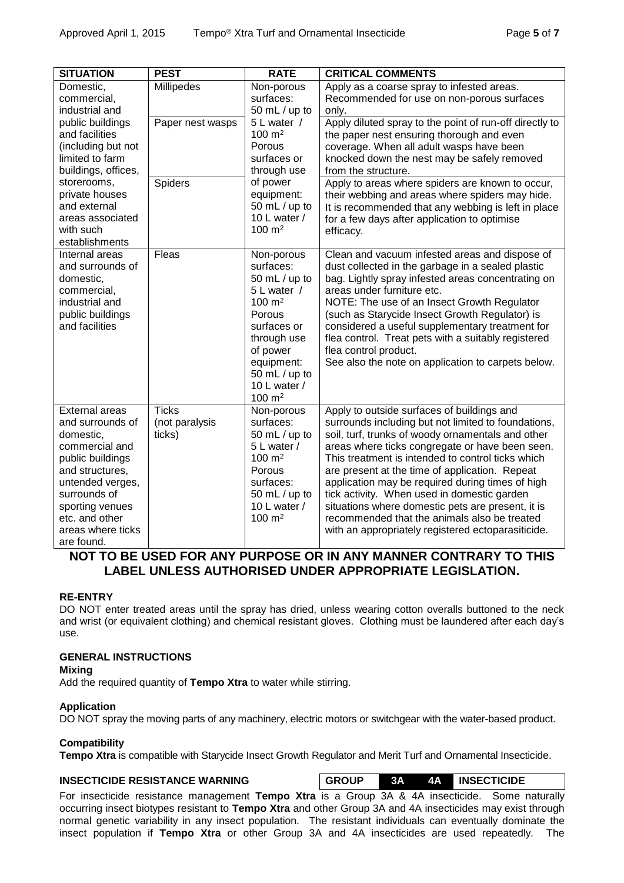| SITUATION | PEST | RATE | CRITICAL COMMENTS |
| --- | --- | --- | --- |
| Domestic, commercial, industrial and public buildings and facilities (including but not limited to farm buildings, offices, storerooms, private houses and external areas associated with such establishments | Millipedes | Non-porous surfaces: 50 mL / up to 5 L water / 100 $m^2$ Porous surfaces or through use of power equipment: 50 mL / up to 10 L water / 100 $m^2$ | Apply as a coarse spray to infested areas. Recommended for use on non-porous surfaces only. |
| | Paper nest wasps | | Apply diluted spray to the point of run-off directly to the paper nest ensuring thorough and even coverage. When all adult wasps have been knocked down the nest may be safely removed from the structure. |
| | Spiders | | Apply to areas where spiders are known to occur, their webbing and areas where spiders may hide. It is recommended that any webbing is left in place for a few days after application to optimise efficacy. |
| Internal areas and surrounds of domestic, commercial, industrial and public buildings and facilities | Fleas | Non-porous surfaces: 50 mL / up to 5 L water / 100 $m^2$ Porous surfaces or through use of power equipment: 50 mL / up to 10 L water / 100 $m^2$ | Clean and vacuum infested areas and dispose of dust collected in the garbage in a sealed plastic bag. Lightly spray infested areas concentrating on areas under furniture etc. NOTE: The use of an Insect Growth Regulator (such as Starycide Insect Growth Regulator) is considered a useful supplementary treatment for flea control. Treat pets with a suitably registered flea control product. See also the note on application to carpets below. |
| External areas and surrounds of domestic, commercial and public buildings and structures, untended verges, surrounds of sporting venues etc. and other areas where ticks are found. | Ticks (not paralysis ticks) | Non-porous surfaces: 50 mL / up to 5 L water / 100 $m^2$ Porous surfaces: 50 mL / up to 10 L water / 100 $m^2$ | Apply to outside surfaces of buildings and surrounds including but not limited to foundations, soil, turf, trunks of woody ornamentals and other areas where ticks congregate or have been seen. This treatment is intended to control ticks which are present at the time of application. Repeat application may be required during times of high tick activity. When used in domestic garden situations where domestic pets are present, it is recommended that the animals also be treated with an appropriately registered ectoparasiticide. |

**NOT TO BE USED FOR ANY PURPOSE OR IN ANY MANNER CONTRARY TO THIS LABEL UNLESS AUTHORISED UNDER APPROPRIATE LEGISLATION.**

### RE-ENTRY

DO NOT enter treated areas until the spray has dried, unless wearing cotton overalls buttoned to the neck and wrist (or equivalent clothing) and chemical resistant gloves. Clothing must be laundered after each day's use.

### GENERAL INSTRUCTIONS

**Mixing**

Add the required quantity of **Tempo Xtra** to water while stirring.

**Application**

DO NOT spray the moving parts of any machinery, electric motors or switchgear with the water-based product.

**Compatibility**

**Tempo Xtra** is compatible with Starycide Insect Growth Regulator and Merit Turf and Ornamental Insecticide.

### INSECTICIDE RESISTANCE WARNING

**GROUP 3A 4A INSECTICIDE**

For insecticide resistance management **Tempo Xtra** is a Group 3A & 4A insecticide. Some naturally occurring insect biotypes resistant to **Tempo Xtra** and other Group 3A and 4A insecticides may exist through normal genetic variability in any insect population. The resistant individuals can eventually dominate the insect population if **Tempo Xtra** or other Group 3A and 4A insecticides are used repeatedly. The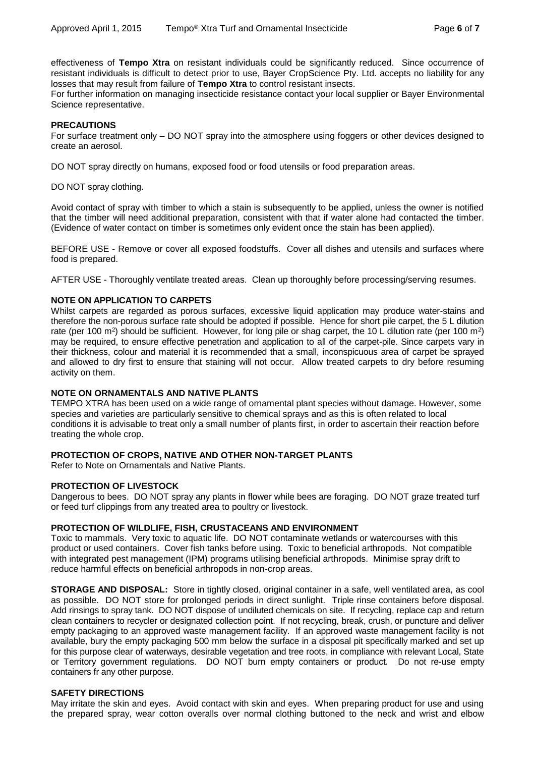effectiveness of **Tempo Xtra** on resistant individuals could be significantly reduced. Since occurrence of resistant individuals is difficult to detect prior to use, Bayer CropScience Pty. Ltd. accepts no liability for any losses that may result from failure of **Tempo Xtra** to control resistant insects.

For further information on managing insecticide resistance contact your local supplier or Bayer Environmental Science representative.

**PRECAUTIONS**

For surface treatment only – DO NOT spray into the atmosphere using foggers or other devices designed to create an aerosol.

DO NOT spray directly on humans, exposed food or food utensils or food preparation areas.

DO NOT spray clothing.

Avoid contact of spray with timber to which a stain is subsequently to be applied, unless the owner is notified that the timber will need additional preparation, consistent with that if water alone had contacted the timber. (Evidence of water contact on timber is sometimes only evident once the stain has been applied).

BEFORE USE - Remove or cover all exposed foodstuffs. Cover all dishes and utensils and surfaces where food is prepared.

AFTER USE - Thoroughly ventilate treated areas. Clean up thoroughly before processing/serving resumes.

**NOTE ON APPLICATION TO CARPETS**

Whilst carpets are regarded as porous surfaces, excessive liquid application may produce water-stains and therefore the non-porous surface rate should be adopted if possible. Hence for short pile carpet, the 5 L dilution rate (per 100 $m^2$) should be sufficient. However, for long pile or shag carpet, the 10 L dilution rate (per 100 $m^2$) may be required, to ensure effective penetration and application to all of the carpet-pile. Since carpets vary in their thickness, colour and material it is recommended that a small, inconspicuous area of carpet be sprayed and allowed to dry first to ensure that staining will not occur. Allow treated carpets to dry before resuming activity on them.

**NOTE ON ORNAMENTALS AND NATIVE PLANTS**

TEMPO XTRA has been used on a wide range of ornamental plant species without damage. However, some species and varieties are particularly sensitive to chemical sprays and as this is often related to local conditions it is advisable to treat only a small number of plants first, in order to ascertain their reaction before treating the whole crop.

**PROTECTION OF CROPS, NATIVE AND OTHER NON-TARGET PLANTS**

Refer to Note on Ornamentals and Native Plants.

**PROTECTION OF LIVESTOCK**

Dangerous to bees. DO NOT spray any plants in flower while bees are foraging. DO NOT graze treated turf or feed turf clippings from any treated area to poultry or livestock.

**PROTECTION OF WILDLIFE, FISH, CRUSTACEANS AND ENVIRONMENT**

Toxic to mammals. Very toxic to aquatic life. DO NOT contaminate wetlands or watercourses with this product or used containers. Cover fish tanks before using. Toxic to beneficial arthropods. Not compatible with integrated pest management (IPM) programs utilising beneficial arthropods. Minimise spray drift to reduce harmful effects on beneficial arthropods in non-crop areas.

**STORAGE AND DISPOSAL:** Store in tightly closed, original container in a safe, well ventilated area, as cool as possible. DO NOT store for prolonged periods in direct sunlight. Triple rinse containers before disposal. Add rinsings to spray tank. DO NOT dispose of undiluted chemicals on site. If recycling, replace cap and return clean containers to recycler or designated collection point. If not recycling, break, crush, or puncture and deliver empty packaging to an approved waste management facility. If an approved waste management facility is not available, bury the empty packaging 500 mm below the surface in a disposal pit specifically marked and set up for this purpose clear of waterways, desirable vegetation and tree roots, in compliance with relevant Local, State or Territory government regulations. DO NOT burn empty containers or product. Do not re-use empty containers fr any other purpose.

**SAFETY DIRECTIONS**

May irritate the skin and eyes. Avoid contact with skin and eyes. When preparing product for use and using the prepared spray, wear cotton overalls over normal clothing buttoned to the neck and wrist and elbow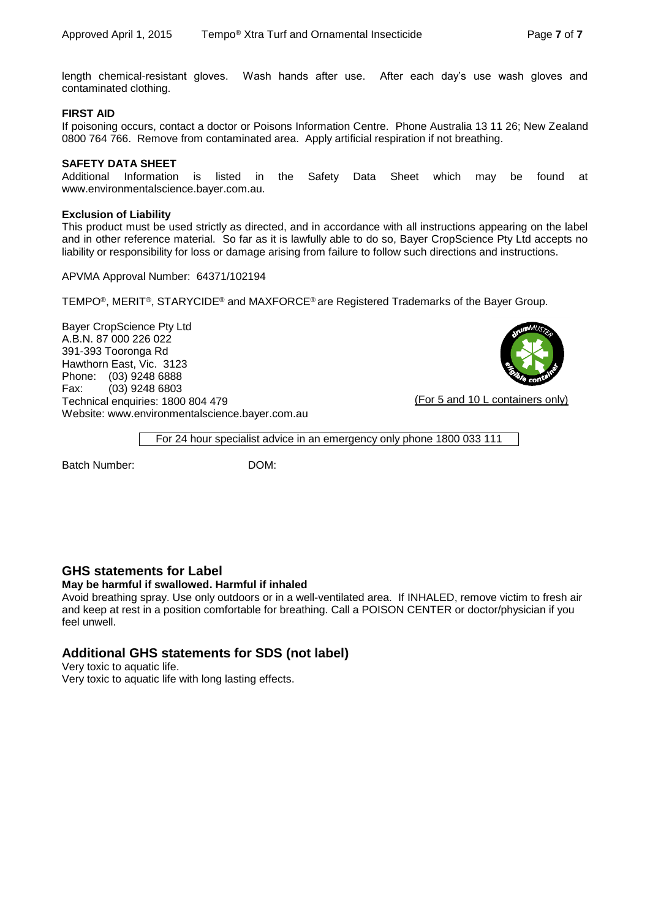length chemical-resistant gloves. Wash hands after use. After each day's use wash gloves and contaminated clothing.

**FIRST AID**

If poisoning occurs, contact a doctor or Poisons Information Centre. Phone Australia 13 11 26; New Zealand 0800 764 766. Remove from contaminated area. Apply artificial respiration if not breathing.

**SAFETY DATA SHEET**

Additional Information is listed in the Safety Data Sheet which may be found at www.environmentalscience.bayer.com.au.

**Exclusion of Liability**

This product must be used strictly as directed, and in accordance with all instructions appearing on the label and in other reference material. So far as it is lawfully able to do so, Bayer CropScience Pty Ltd accepts no liability or responsibility for loss or damage arising from failure to follow such directions and instructions.

APVMA Approval Number: 64371/102194

TEMPO®, MERIT®, STARYCIDE® and MAXFORCE® are Registered Trademarks of the Bayer Group.

Bayer CropScience Pty Ltd
A.B.N. 87 000 226 022
391-393 Tooronga Rd
Hawthorn East, Vic. 3123
Phone: (03) 9248 6888
Fax: (03) 9248 6803
Technical enquiries: 1800 804 479
Website: www.environmentalscience.bayer.com.au

drumMUSTER eligible container

(For 5 and 10 L containers only)

For 24 hour specialist advice in an emergency only phone 1800 033 111

Batch Number: DOM:

## GHS statements for Label

**May be harmful if swallowed. Harmful if inhaled**

Avoid breathing spray. Use only outdoors or in a well-ventilated area. If INHALED, remove victim to fresh air and keep at rest in a position comfortable for breathing. Call a POISON CENTER or doctor/physician if you feel unwell.

## Additional GHS statements for SDS (not label)

Very toxic to aquatic life.
Very toxic to aquatic life with long lasting effects.